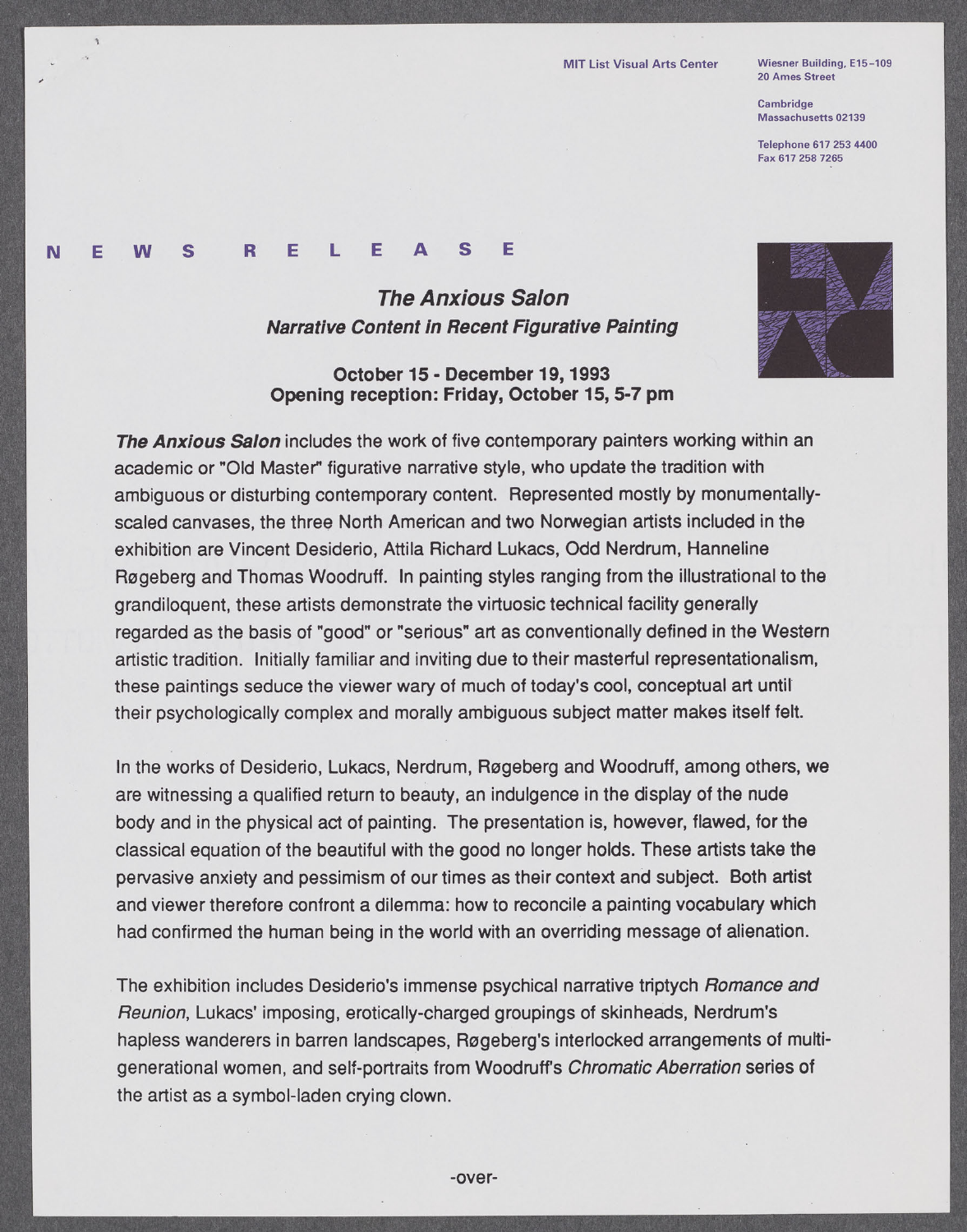MIT List Visual Arts Center

Wiesner Building, E15-109
20 Ames Street

Cambridge
Massachusetts 02139

Telephone 617 253 4400
Fax 617 258 7265

# NEWS RELEASE

## *The Anxious Salon*

### *Narrative Content in Recent Figurative Painting*

**October 15 - December 19, 1993**
**Opening reception: Friday, October 15, 5-7 pm**

***The Anxious Salon*** includes the work of five contemporary painters working within an academic or "Old Master" figurative narrative style, who update the tradition with ambiguous or disturbing contemporary content. Represented mostly by monumentally-scaled canvases, the three North American and two Norwegian artists included in the exhibition are Vincent Desiderio, Attila Richard Lukacs, Odd Nerdrum, Hanneline Røgeberg and Thomas Woodruff. In painting styles ranging from the illustrational to the grandiloquent, these artists demonstrate the virtuosic technical facility generally regarded as the basis of "good" or "serious" art as conventionally defined in the Western artistic tradition. Initially familiar and inviting due to their masterful representationalism, these paintings seduce the viewer wary of much of today's cool, conceptual art until their psychologically complex and morally ambiguous subject matter makes itself felt.

In the works of Desiderio, Lukacs, Nerdrum, Røgeberg and Woodruff, among others, we are witnessing a qualified return to beauty, an indulgence in the display of the nude body and in the physical act of painting. The presentation is, however, flawed, for the classical equation of the beautiful with the good no longer holds. These artists take the pervasive anxiety and pessimism of our times as their context and subject. Both artist and viewer therefore confront a dilemma: how to reconcile a painting vocabulary which had confirmed the human being in the world with an overriding message of alienation.

The exhibition includes Desiderio's immense psychical narrative triptych *Romance and Reunion*, Lukacs' imposing, erotically-charged groupings of skinheads, Nerdrum's hapless wanderers in barren landscapes, Røgeberg's interlocked arrangements of multi-generational women, and self-portraits from Woodruff's *Chromatic Aberration* series of the artist as a symbol-laden crying clown.

-over-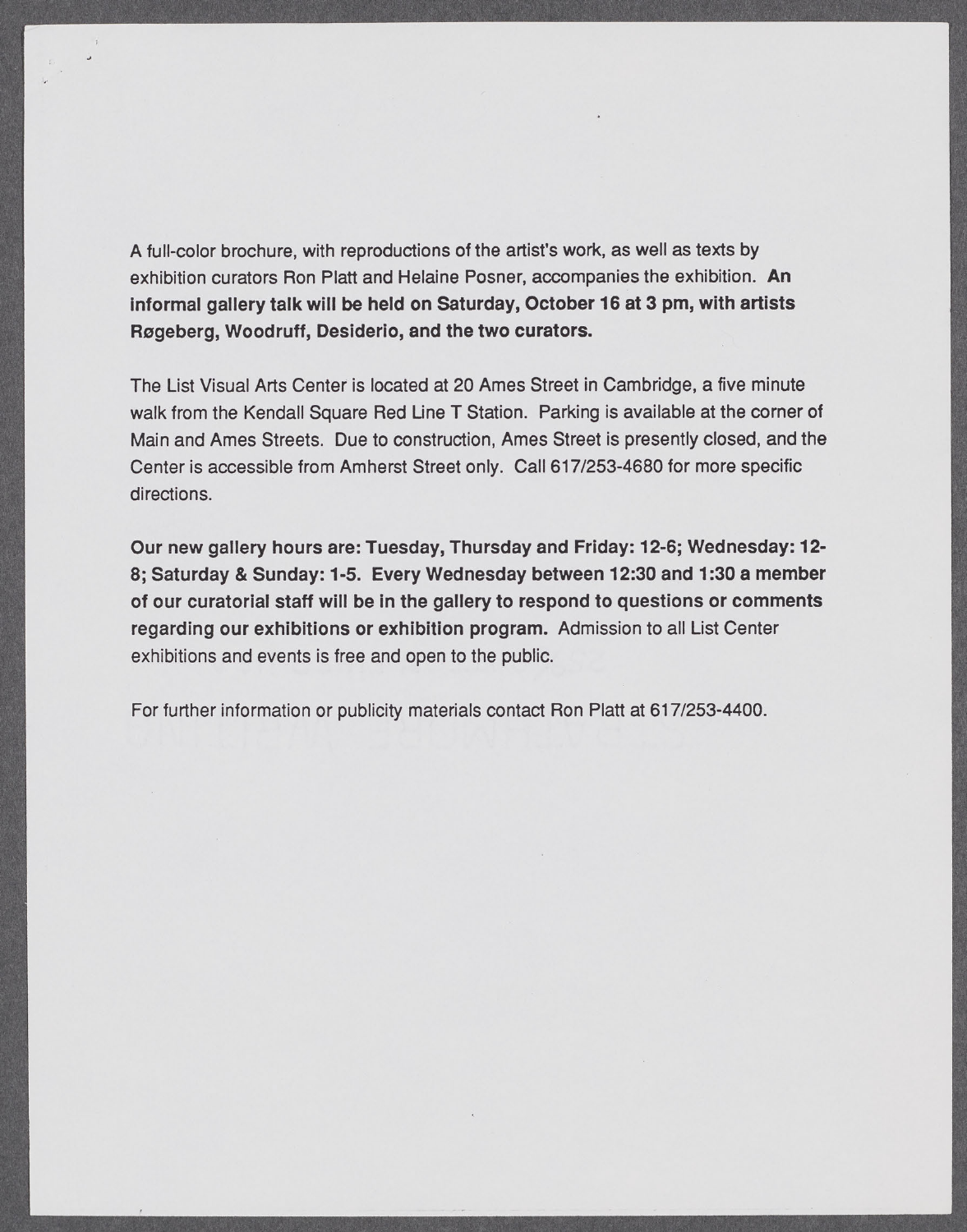A full-color brochure, with reproductions of the artist's work, as well as texts by exhibition curators Ron Platt and Helaine Posner, accompanies the exhibition. **An informal gallery talk will be held on Saturday, October 16 at 3 pm, with artists Røgeberg, Woodruff, Desiderio, and the two curators.**

The List Visual Arts Center is located at 20 Ames Street in Cambridge, a five minute walk from the Kendall Square Red Line T Station. Parking is available at the corner of Main and Ames Streets. Due to construction, Ames Street is presently closed, and the Center is accessible from Amherst Street only. Call 617/253-4680 for more specific directions.

**Our new gallery hours are: Tuesday, Thursday and Friday: 12-6; Wednesday: 12-8; Saturday & Sunday: 1-5. Every Wednesday between 12:30 and 1:30 a member of our curatorial staff will be in the gallery to respond to questions or comments regarding our exhibitions or exhibition program.** Admission to all List Center exhibitions and events is free and open to the public.

For further information or publicity materials contact Ron Platt at 617/253-4400.